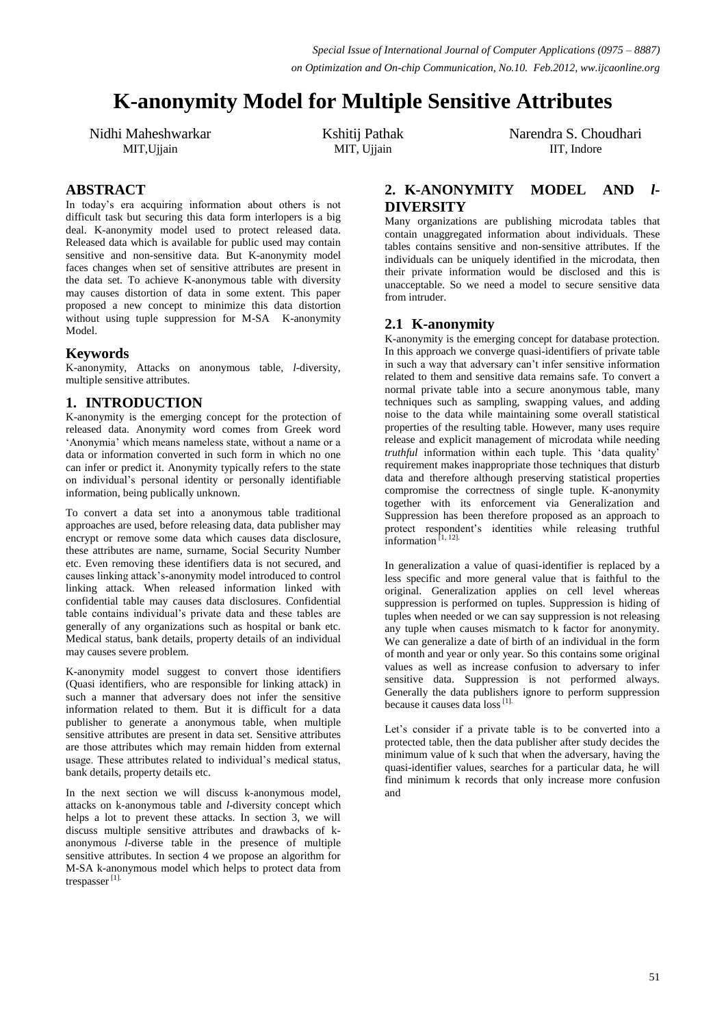# K-anonymity Model for Multiple Sensitive Attributes

Nidhi Maheshwarkar
MIT,Ujjain

Kshitij Pathak
MIT, Ujjain

Narendra S. Choudhari
IIT, Indore

## ABSTRACT

In today's era acquiring information about others is not difficult task but securing this data form interlopers is a big deal. K-anonymity model used to protect released data. Released data which is available for public used may contain sensitive and non-sensitive data. But K-anonymity model faces changes when set of sensitive attributes are present in the data set. To achieve K-anonymous table with diversity may causes distortion of data in some extent. This paper proposed a new concept to minimize this data distortion without using tuple suppression for M-SA K-anonymity Model.

### Keywords

K-anonymity, Attacks on anonymous table, *l*-diversity, multiple sensitive attributes.

## 1. INTRODUCTION

K-anonymity is the emerging concept for the protection of released data. Anonymity word comes from Greek word 'Anonymia' which means nameless state, without a name or a data or information converted in such form in which no one can infer or predict it. Anonymity typically refers to the state on individual's personal identity or personally identifiable information, being publically unknown.

To convert a data set into a anonymous table traditional approaches are used, before releasing data, data publisher may encrypt or remove some data which causes data disclosure, these attributes are name, surname, Social Security Number etc. Even removing these identifiers data is not secured, and causes linking attack's-anonymity model introduced to control linking attack. When released information linked with confidential table may causes data disclosures. Confidential table contains individual's private data and these tables are generally of any organizations such as hospital or bank etc. Medical status, bank details, property details of an individual may causes severe problem.

K-anonymity model suggest to convert those identifiers (Quasi identifiers, who are responsible for linking attack) in such a manner that adversary does not infer the sensitive information related to them. But it is difficult for a data publisher to generate a anonymous table, when multiple sensitive attributes are present in data set. Sensitive attributes are those attributes which may remain hidden from external usage. These attributes related to individual's medical status, bank details, property details etc.

In the next section we will discuss k-anonymous model, attacks on k-anonymous table and *l*-diversity concept which helps a lot to prevent these attacks. In section 3, we will discuss multiple sensitive attributes and drawbacks of k-anonymous *l*-diverse table in the presence of multiple sensitive attributes. In section 4 we propose an algorithm for M-SA k-anonymous model which helps to protect data from trespasser [1].

## 2. K-ANONYMITY MODEL AND *l*-DIVERSITY

Many organizations are publishing microdata tables that contain unaggregated information about individuals. These tables contains sensitive and non-sensitive attributes. If the individuals can be uniquely identified in the microdata, then their private information would be disclosed and this is unacceptable. So we need a model to secure sensitive data from intruder.

### 2.1 K-anonymity

K-anonymity is the emerging concept for database protection. In this approach we converge quasi-identifiers of private table in such a way that adversary can't infer sensitive information related to them and sensitive data remains safe. To convert a normal private table into a secure anonymous table, many techniques such as sampling, swapping values, and adding noise to the data while maintaining some overall statistical properties of the resulting table. However, many uses require release and explicit management of microdata while needing *truthful* information within each tuple. This 'data quality' requirement makes inappropriate those techniques that disturb data and therefore although preserving statistical properties compromise the correctness of single tuple. K-anonymity together with its enforcement via Generalization and Suppression has been therefore proposed as an approach to protect respondent's identities while releasing truthful information [1, 12].

In generalization a value of quasi-identifier is replaced by a less specific and more general value that is faithful to the original. Generalization applies on cell level whereas suppression is performed on tuples. Suppression is hiding of tuples when needed or we can say suppression is not releasing any tuple when causes mismatch to k factor for anonymity. We can generalize a date of birth of an individual in the form of month and year or only year. So this contains some original values as well as increase confusion to adversary to infer sensitive data. Suppression is not performed always. Generally the data publishers ignore to perform suppression because it causes data loss [1].

Let's consider if a private table is to be converted into a protected table, then the data publisher after study decides the minimum value of k such that when the adversary, having the quasi-identifier values, searches for a particular data, he will find minimum k records that only increase more confusion and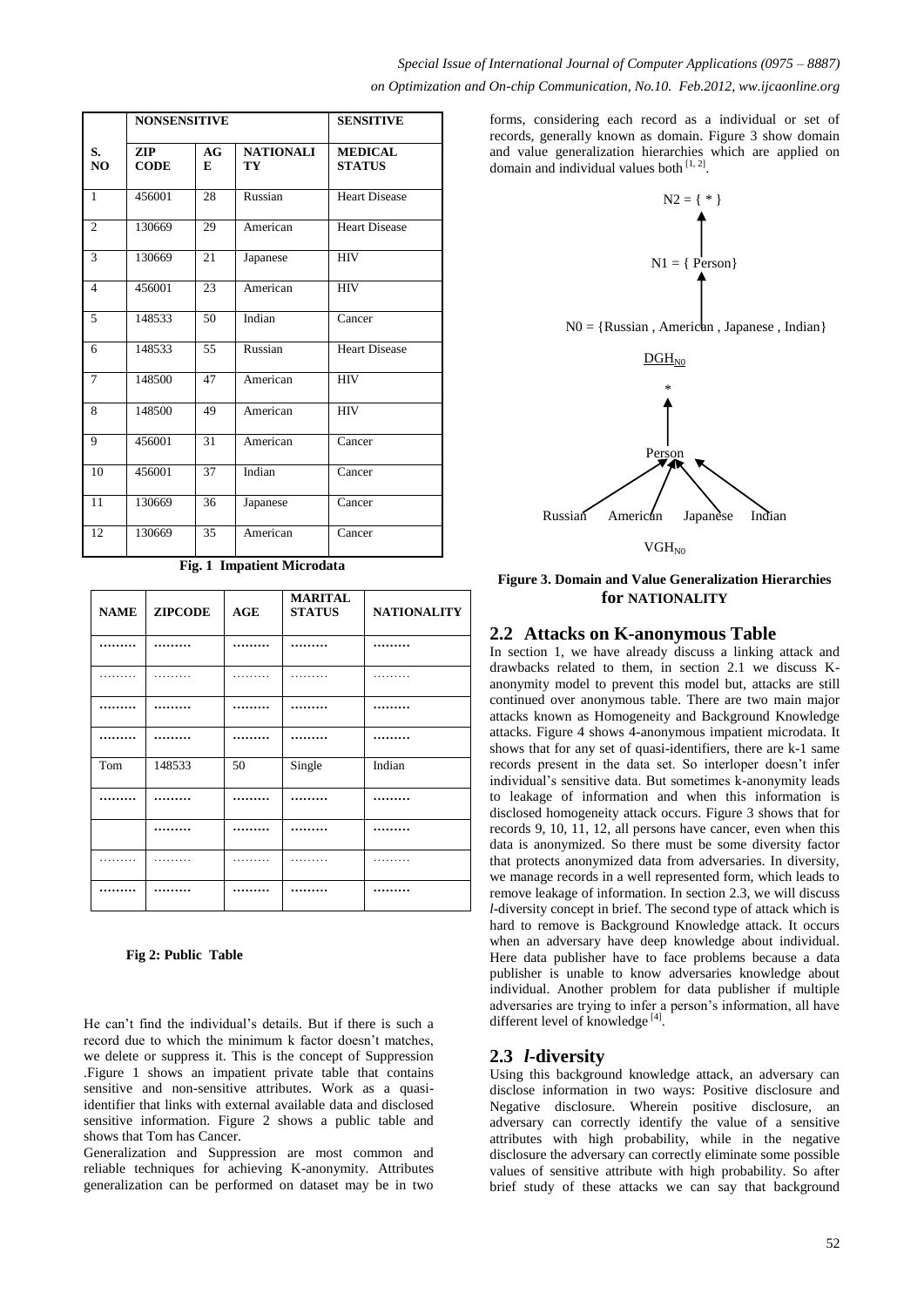| S. NO | NONSENSITIVE | | | SENSITIVE |
|---|---|---|---|---|
| | ZIP CODE | AGE | NATIONALITY | MEDICAL STATUS |
| 1 | 456001 | 28 | Russian | Heart Disease |
| 2 | 130669 | 29 | American | Heart Disease |
| 3 | 130669 | 21 | Japanese | HIV |
| 4 | 456001 | 23 | American | HIV |
| 5 | 148533 | 50 | Indian | Cancer |
| 6 | 148533 | 55 | Russian | Heart Disease |
| 7 | 148500 | 47 | American | HIV |
| 8 | 148500 | 49 | American | HIV |
| 9 | 456001 | 31 | American | Cancer |
| 10 | 456001 | 37 | Indian | Cancer |
| 11 | 130669 | 36 | Japanese | Cancer |
| 12 | 130669 | 35 | American | Cancer |

**Fig. 1 Impatient Microdata**

| NAME | ZIPCODE | AGE | MARITAL STATUS | NATIONALITY |
|---|---|---|---|---|
| ……… | ……… | ……… | ……… | ……… |
| ……… | ……… | ……… | ……… | ……… |
| ……… | ……… | ……… | ……… | ……… |
| ……… | ……… | ……… | ……… | ……… |
| Tom | 148533 | 50 | Single | Indian |
| ……… | ……… | ……… | ……… | ……… |
| | ……… | ……… | ……… | ……… |
| ……… | ……… | ……… | ……… | ……… |
| ……… | ……… | ……… | ……… | ……… |

**Fig 2: Public Table**

He can't find the individual's details. But if there is such a record due to which the minimum k factor doesn't matches, we delete or suppress it. This is the concept of Suppression .Figure 1 shows an impatient private table that contains sensitive and non-sensitive attributes. Work as a quasi-identifier that links with external available data and disclosed sensitive information. Figure 2 shows a public table and shows that Tom has Cancer.

Generalization and Suppression are most common and reliable techniques for achieving K-anonymity. Attributes generalization can be performed on dataset may be in two forms, considering each record as a individual or set of records, generally known as domain. Figure 3 show domain and value generalization hierarchies which are applied on domain and individual values both [1, 2].

N2 = { * }

N1 = { Person}

N0 = {Russian , American , Japanese , Indian}

$DGH_{N0}$

*

Person

Russian American Japanese Indian

$VGH_{N0}$

**Figure 3. Domain and Value Generalization Hierarchies for NATIONALITY**

## 2.2 Attacks on K-anonymous Table

In section 1, we have already discuss a linking attack and drawbacks related to them, in section 2.1 we discuss K-anonymity model to prevent this model but, attacks are still continued over anonymous table. There are two main major attacks known as Homogeneity and Background Knowledge attacks. Figure 4 shows 4-anonymous impatient microdata. It shows that for any set of quasi-identifiers, there are k-1 same records present in the data set. So interloper doesn't infer individual's sensitive data. But sometimes k-anonymity leads to leakage of information and when this information is disclosed homogeneity attack occurs. Figure 3 shows that for records 9, 10, 11, 12, all persons have cancer, even when this data is anonymized. So there must be some diversity factor that protects anonymized data from adversaries. In diversity, we manage records in a well represented form, which leads to remove leakage of information. In section 2.3, we will discuss *l*-diversity concept in brief. The second type of attack which is hard to remove is Background Knowledge attack. It occurs when an adversary have deep knowledge about individual. Here data publisher have to face problems because a data publisher is unable to know adversaries knowledge about individual. Another problem for data publisher if multiple adversaries are trying to infer a person's information, all have different level of knowledge [4].

## 2.3 *l*-diversity

Using this background knowledge attack, an adversary can disclose information in two ways: Positive disclosure and Negative disclosure. Wherein positive disclosure, an adversary can correctly identify the value of a sensitive attributes with high probability, while in the negative disclosure the adversary can correctly eliminate some possible values of sensitive attribute with high probability. So after brief study of these attacks we can say that background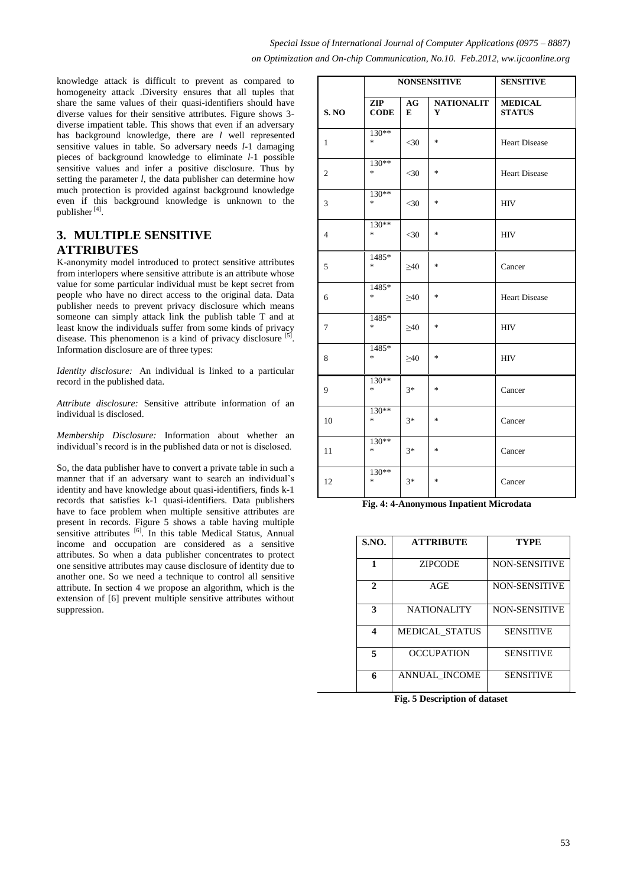knowledge attack is difficult to prevent as compared to homogeneity attack .Diversity ensures that all tuples that share the same values of their quasi-identifiers should have diverse values for their sensitive attributes. Figure shows 3-diverse impatient table. This shows that even if an adversary has background knowledge, there are *l* well represented sensitive values in table. So adversary needs *l*-1 damaging pieces of background knowledge to eliminate *l*-1 possible sensitive values and infer a positive disclosure. Thus by setting the parameter *l*, the data publisher can determine how much protection is provided against background knowledge even if this background knowledge is unknown to the publisher [4].

## 3. MULTIPLE SENSITIVE ATTRIBUTES

K-anonymity model introduced to protect sensitive attributes from interlopers where sensitive attribute is an attribute whose value for some particular individual must be kept secret from people who have no direct access to the original data. Data publisher needs to prevent privacy disclosure which means someone can simply attack link the publish table T and at least know the individuals suffer from some kinds of privacy disease. This phenomenon is a kind of privacy disclosure [5]. Information disclosure are of three types:

*Identity disclosure:* An individual is linked to a particular record in the published data.

*Attribute disclosure:* Sensitive attribute information of an individual is disclosed.

*Membership Disclosure:* Information about whether an individual's record is in the published data or not is disclosed.

So, the data publisher have to convert a private table in such a manner that if an adversary want to search an individual's identity and have knowledge about quasi-identifiers, finds k-1 records that satisfies k-1 quasi-identifiers. Data publishers have to face problem when multiple sensitive attributes are present in records. Figure 5 shows a table having multiple sensitive attributes [6]. In this table Medical Status, Annual income and occupation are considered as a sensitive attributes. So when a data publisher concentrates to protect one sensitive attributes may cause disclosure of identity due to another one. So we need a technique to control all sensitive attribute. In section 4 we propose an algorithm, which is the extension of [6] prevent multiple sensitive attributes without suppression.

| | NONSENSITIVE | | | SENSITIVE |
|---|---|---|---|---|
| S. NO | ZIP CODE | AGE | NATIONALITY | MEDICAL STATUS |
| 1 | 130*** | <30 | * | Heart Disease |
| 2 | 130*** | <30 | * | Heart Disease |
| 3 | 130*** | <30 | * | HIV |
| 4 | 130*** | <30 | * | HIV |
| 5 | 1485** | ≥40 | * | Cancer |
| 6 | 1485** | ≥40 | * | Heart Disease |
| 7 | 1485** | ≥40 | * | HIV |
| 8 | 1485** | ≥40 | * | HIV |
| 9 | 130*** | 3* | * | Cancer |
| 10 | 130*** | 3* | * | Cancer |
| 11 | 130*** | 3* | * | Cancer |
| 12 | 130*** | 3* | * | Cancer |

**Fig. 4: 4-Anonymous Inpatient Microdata**

| S.NO. | ATTRIBUTE | TYPE |
|---|---|---|
| 1 | ZIPCODE | NON-SENSITIVE |
| 2 | AGE | NON-SENSITIVE |
| 3 | NATIONALITY | NON-SENSITIVE |
| 4 | MEDICAL_STATUS | SENSITIVE |
| 5 | OCCUPATION | SENSITIVE |
| 6 | ANNUAL_INCOME | SENSITIVE |

**Fig. 5 Description of dataset**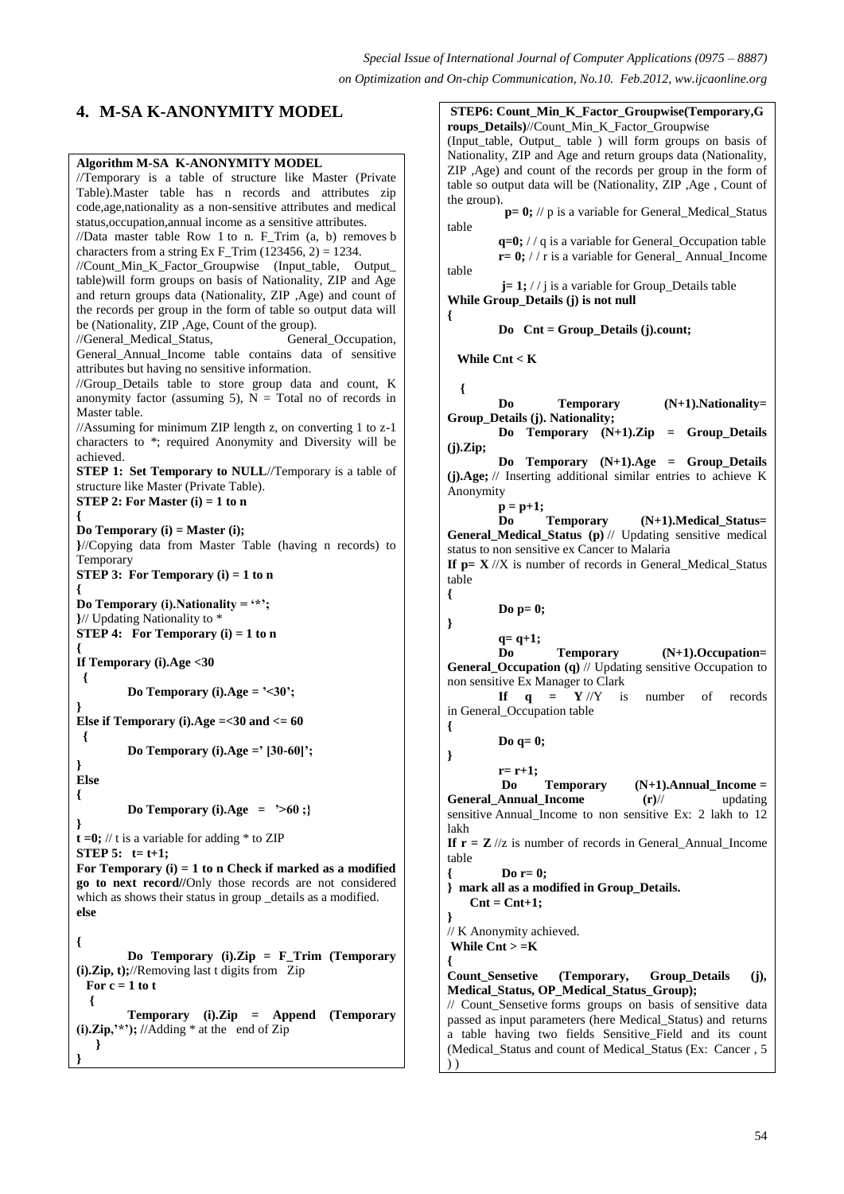## 4. M-SA K-ANONYMITY MODEL

**Algorithm M-SA K-ANONYMITY MODEL**

//Temporary is a table of structure like Master (Private Table).Master table has n records and attributes zip code,age,nationality as a non-sensitive attributes and medical status,occupation,annual income as a sensitive attributes.

//Data master table Row 1 to n. F_Trim (a, b) removes b characters from a string Ex F_Trim (123456, 2) = 1234.

//Count_Min_K_Factor_Groupwise (Input_table, Output_ table)will form groups on basis of Nationality, ZIP and Age and return groups data (Nationality, ZIP ,Age) and count of the records per group in the form of table so output data will be (Nationality, ZIP ,Age, Count of the group).

//General_Medical_Status, General_Occupation, General_Annual_Income table contains data of sensitive attributes but having no sensitive information.

//Group_Details table to store group data and count, K anonymity factor (assuming 5), N = Total no of records in Master table.

//Assuming for minimum ZIP length z, on converting 1 to z-1 characters to *; required Anonymity and Diversity will be achieved.

**STEP 1: Set Temporary to NULL**//Temporary is a table of structure like Master (Private Table).

**STEP 2: For Master (i) = 1 to n**

**{**

**Do Temporary (i) = Master (i);**

**}**//Copying data from Master Table (having n records) to Temporary

**STEP 3: For Temporary (i) = 1 to n**

**{**

**Do Temporary (i).Nationality = '*';**

**}**// Updating Nationality to *

**STEP 4: For Temporary (i) = 1 to n**

**{**

**If Temporary (i).Age <30**

**{**

**Do Temporary (i).Age = '<30';**

**}**

**Else if Temporary (i).Age =<30 and <= 60**

**{**

**Do Temporary (i).Age =' [30-60]';**

**}**

**Else**

**{**

**Do Temporary (i).Age = '>60 ;}**

**}**

**t =0;** // t is a variable for adding * to ZIP

**STEP 5: t= t+1;**

**For Temporary (i) = 1 to n Check if marked as a modified go to next record//**Only those records are not considered which as shows their status in group _details as a modified.

**else**

**{**

**Do Temporary (i).Zip = F_Trim (Temporary (i).Zip, t);**//Removing last t digits from Zip

**For c = 1 to t**

**{**

**Temporary (i).Zip = Append (Temporary (i).Zip,'*');** //Adding * at the end of Zip

**}**

**}**

**STEP6: Count_Min_K_Factor_Groupwise(Temporary,Groups_Details)**//Count_Min_K_Factor_Groupwise (Input_table, Output_ table ) will form groups on basis of Nationality, ZIP and Age and return groups data (Nationality, ZIP ,Age) and count of the records per group in the form of table so output data will be (Nationality, ZIP ,Age , Count of the group).

**p= 0;** // p is a variable for General_Medical_Status table

**q=0;** / / q is a variable for General_Occupation table

**r= 0;** / / r is a variable for General_ Annual_Income table

**j= 1;** / / j is a variable for Group_Details table

**While Group_Details (j) is not null**

**{**

**Do Cnt = Group_Details (j).count;**

**While Cnt < K**

**{**

**Do Temporary (N+1).Nationality= Group_Details (j). Nationality;**

**Do Temporary (N+1).Zip = Group_Details (j).Zip;**

**Do Temporary (N+1).Age = Group_Details (j).Age;** // Inserting additional similar entries to achieve K Anonymity

**p = p+1;**

**Do Temporary (N+1).Medical_Status= General_Medical_Status (p)** // Updating sensitive medical status to non sensitive ex Cancer to Malaria

**If p= X** //X is number of records in General_Medical_Status table

**{**

**Do p= 0;**

**}**

**q= q+1;**

**Do Temporary (N+1).Occupation= General_Occupation (q)** // Updating sensitive Occupation to non sensitive Ex Manager to Clark

**If q = Y** //Y is number of records in General_Occupation table

**{**

**Do q= 0;**

**}**

**r= r+1;**

**Do Temporary (N+1).Annual_Income = General_Annual_Income (r)**// updating sensitive Annual_Income to non sensitive Ex: 2 lakh to 12 lakh

**If r = Z** //z is number of records in General_Annual_Income table

**{ Do r= 0;**

**} mark all as a modified in Group_Details.**

**Cnt = Cnt+1;**

**}**

// K Anonymity achieved.

**While Cnt > =K**

**{**

**Count_Sensetive (Temporary, Group_Details (j), Medical_Status, OP_Medical_Status_Group);**

// Count_Sensetive forms groups on basis of sensitive data passed as input parameters (here Medical_Status) and returns a table having two fields Sensitive_Field and its count (Medical_Status and count of Medical_Status (Ex: Cancer , 5 ) )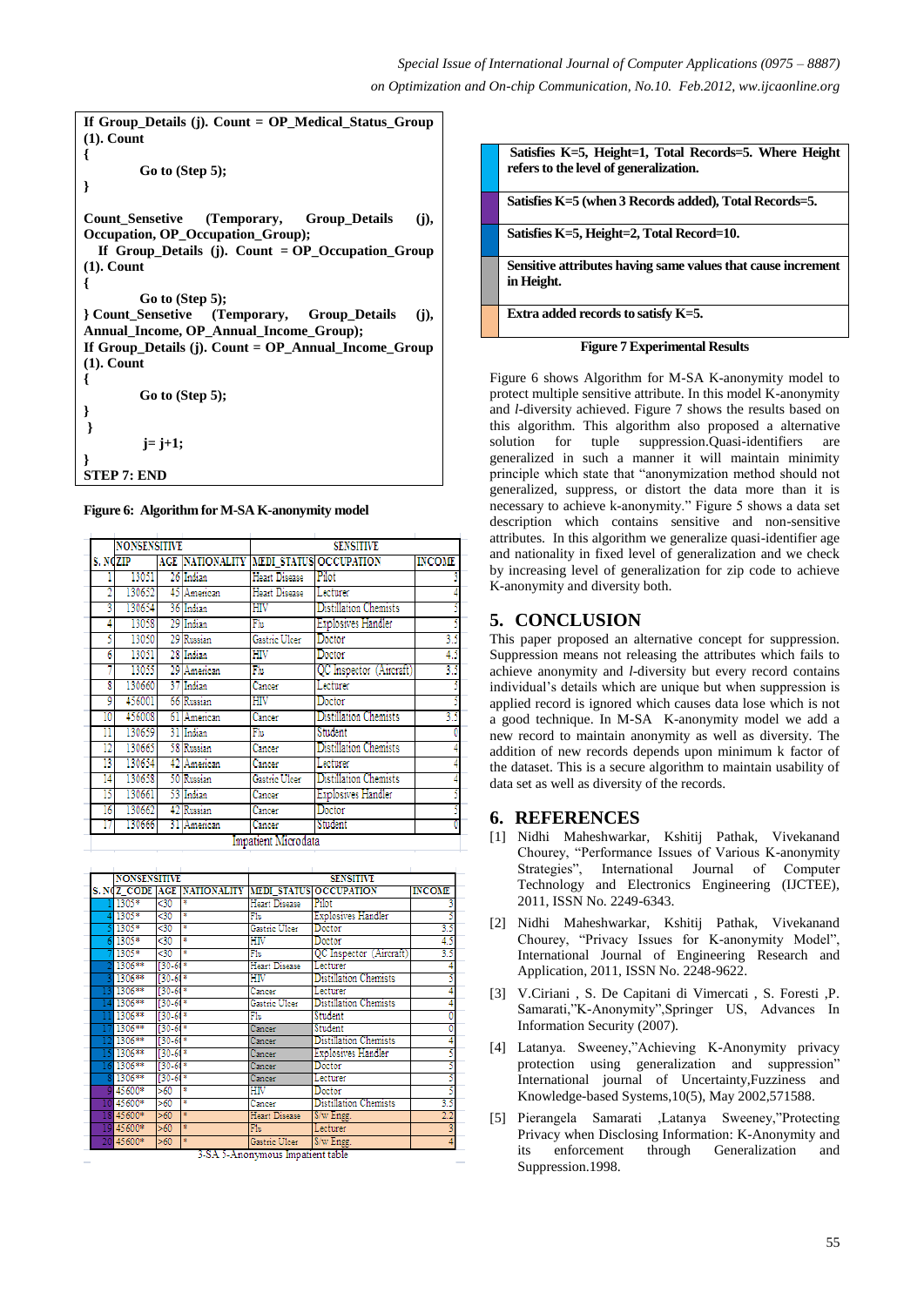```
If Group_Details (j). Count = OP_Medical_Status_Group (1). Count
{
        Go to (Step 5);
}

Count_Sensetive (Temporary, Group_Details (j), Occupation, OP_Occupation_Group);
  If Group_Details (j). Count = OP_Occupation_Group (1). Count
{
        Go to (Step 5);
} Count_Sensetive (Temporary, Group_Details (j), Annual_Income, OP_Annual_Income_Group);
If Group_Details (j). Count = OP_Annual_Income_Group (1). Count
{
        Go to (Step 5);
}
 }
        j= j+1;
}
STEP 7: END
```

**Figure 6: Algorithm for M-SA K-anonymity model**

| | NONSENSITIVE | | | SENSITIVE | | |
|---|---|---|---|---|---|---|
| S. NO | ZIP | AGE | NATIONALITY | MEDI_STATUS | OCCUPATION | INCOME |
| 1 | 13051 | 26 | Indian | Heart Disease | Pilot | 3 |
| 2 | 130652 | 45 | American | Heart Disease | Lecturer | 4 |
| 3 | 130654 | 36 | Indian | HIV | Distillation Chemists | 5 |
| 4 | 13058 | 29 | Indian | Flu | Explosives Handler | 5 |
| 5 | 13050 | 29 | Russian | Gastric Ulcer | Doctor | 3.5 |
| 6 | 13051 | 28 | Indian | HIV | Doctor | 4.5 |
| 7 | 13055 | 29 | American | Flu | QC Inspector (Aircraft) | 3.5 |
| 8 | 130660 | 37 | Indian | Cancer | Lecturer | 5 |
| 9 | 456001 | 66 | Russian | HIV | Doctor | 5 |
| 10 | 456008 | 61 | American | Cancer | Distillation Chemists | 3.5 |
| 11 | 130659 | 31 | Indian | Flu | Student | 0 |
| 12 | 130665 | 58 | Russian | Cancer | Distillation Chemists | 4 |
| 13 | 130654 | 42 | American | Cancer | Lecturer | 4 |
| 14 | 130658 | 50 | Russian | Gastric Ulcer | Distillation Chemists | 4 |
| 15 | 130661 | 53 | Indian | Cancer | Explosives Handler | 5 |
| 16 | 130662 | 42 | Russian | Cancer | Doctor | 5 |
| 17 | 130666 | 51 | American | Cancer | Student | 0 |

Inpatient Microdata

| | NONSENSITIVE | | | SENSITIVE | | |
|---|---|---|---|---|---|---|
| S. NO | Z_CODE | AGE | NATIONALITY | MEDI_STATUS | OCCUPATION | INCOME |
| 1 | 1305* | <30 | * | Heart Disease | Pilot | 3 |
| 4 | 1305* | <30 | * | Flu | Explosives Handler | 5 |
| 5 | 1305* | <30 | * | Gastric Ulcer | Doctor | 3.5 |
| 6 | 1305* | <30 | * | HIV | Doctor | 4.5 |
| 7 | 1305* | <30 | * | Flu | QC Inspector (Aircraft) | 3.5 |
| 2 | 1306** | [30-60] | * | Heart Disease | Lecturer | 4 |
| 3 | 1306** | [30-60] | * | HIV | Distillation Chemists | 5 |
| 13 | 1306** | [30-60] | * | Cancer | Lecturer | 4 |
| 14 | 1306** | [30-60] | * | Gastric Ulcer | Distillation Chemists | 4 |
| 11 | 1306** | [30-60] | * | Flu | Student | 0 |
| 17 | 1306** | [30-60] | * | Cancer | Student | 0 |
| 12 | 1306** | [30-60] | * | Cancer | Distillation Chemists | 4 |
| 15 | 1306** | [30-60] | * | Cancer | Explosives Handler | 5 |
| 16 | 1306** | [30-60] | * | Cancer | Doctor | 5 |
| 8 | 1306** | [30-60] | * | Cancer | Lecturer | 5 |
| 9 | 45600* | >60 | * | HIV | Doctor | 5 |
| 10 | 45600* | >60 | * | Cancer | Distillation Chemists | 3.5 |
| 18 | 45600* | >60 | * | Heart Disease | S/w Engg. | 2.2 |
| 19 | 45600* | >60 | * | Flu | Lecturer | 3 |
| 20 | 45600* | >60 | * | Gastric Ulcer | S/w Engg. | 4 |

3-SA 5-Anonymous Inpatient table

| Legend |
|---|
| **Satisfies K=5, Height=1, Total Records=5. Where Height refers to the level of generalization.** |
| **Satisfies K=5 (when 3 Records added), Total Records=5.** |
| **Satisfies K=5, Height=2, Total Record=10.** |
| **Sensitive attributes having same values that cause increment in Height.** |
| **Extra added records to satisfy K=5.** |

**Figure 7 Experimental Results**

Figure 6 shows Algorithm for M-SA K-anonymity model to protect multiple sensitive attribute. In this model K-anonymity and *l*-diversity achieved. Figure 7 shows the results based on this algorithm. This algorithm also proposed a alternative solution for tuple suppression.Quasi-identifiers are generalized in such a manner it will maintain minimity principle which state that "anonymization method should not generalized, suppress, or distort the data more than it is necessary to achieve k-anonymity." Figure 5 shows a data set description which contains sensitive and non-sensitive attributes. In this algorithm we generalize quasi-identifier age and nationality in fixed level of generalization and we check by increasing level of generalization for zip code to achieve K-anonymity and diversity both.

## 5. CONCLUSION

This paper proposed an alternative concept for suppression. Suppression means not releasing the attributes which fails to achieve anonymity and *l*-diversity but every record contains individual's details which are unique but when suppression is applied record is ignored which causes data lose which is not a good technique. In M-SA K-anonymity model we add a new record to maintain anonymity as well as diversity. The addition of new records depends upon minimum k factor of the dataset. This is a secure algorithm to maintain usability of data set as well as diversity of the records.

## 6. REFERENCES

[1] Nidhi Maheshwarkar, Kshitij Pathak, Vivekanand Chourey, "Performance Issues of Various K-anonymity Strategies", International Journal of Computer Technology and Electronics Engineering (IJCTEE), 2011, ISSN No. 2249-6343.

[2] Nidhi Maheshwarkar, Kshitij Pathak, Vivekanand Chourey, "Privacy Issues for K-anonymity Model", International Journal of Engineering Research and Application, 2011, ISSN No. 2248-9622.

[3] V.Ciriani , S. De Capitani di Vimercati , S. Foresti ,P. Samarati,"K-Anonymity",Springer US, Advances In Information Security (2007).

[4] Latanya. Sweeney,"Achieving K-Anonymity privacy protection using generalization and suppression" International journal of Uncertainty,Fuzziness and Knowledge-based Systems,10(5), May 2002,571588.

[5] Pierangela Samarati ,Latanya Sweeney,"Protecting Privacy when Disclosing Information: K-Anonymity and its enforcement through Generalization and Suppression.1998.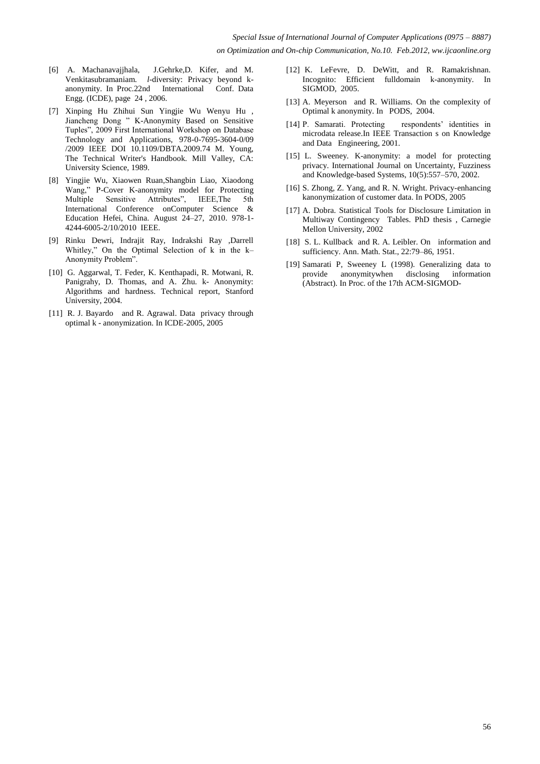[6] A. Machanavajjhala, J.Gehrke,D. Kifer, and M. Venkitasubramaniam. *l*-diversity: Privacy beyond k-anonymity. In Proc.22nd International Conf. Data Engg. (ICDE), page 24 , 2006.

[7] Xinping Hu Zhihui Sun Yingjie Wu Wenyu Hu , Jiancheng Dong " K-Anonymity Based on Sensitive Tuples", 2009 First International Workshop on Database Technology and Applications, 978-0-7695-3604-0/09 /2009 IEEE DOI 10.1109/DBTA.2009.74 M. Young, The Technical Writer's Handbook. Mill Valley, CA: University Science, 1989.

[8] Yingjie Wu, Xiaowen Ruan,Shangbin Liao, Xiaodong Wang," P-Cover K-anonymity model for Protecting Multiple Sensitive Attributes", IEEE,The 5th International Conference onComputer Science & Education Hefei, China. August 24–27, 2010. 978-1-4244-6005-2/10/2010 IEEE.

[9] Rinku Dewri, Indrajit Ray, Indrakshi Ray ,Darrell Whitley," On the Optimal Selection of k in the k–Anonymity Problem".

[10] G. Aggarwal, T. Feder, K. Kenthapadi, R. Motwani, R. Panigrahy, D. Thomas, and A. Zhu. k- Anonymity: Algorithms and hardness. Technical report, Stanford University, 2004.

[11] R. J. Bayardo and R. Agrawal. Data privacy through optimal k - anonymization. In ICDE-2005, 2005

[12] K. LeFevre, D. DeWitt, and R. Ramakrishnan. Incognito: Efficient fulldomain k-anonymity. In SIGMOD, 2005.

[13] A. Meyerson and R. Williams. On the complexity of Optimal k anonymity. In PODS, 2004.

[14] P. Samarati. Protecting respondents' identities in microdata release.In IEEE Transaction s on Knowledge and Data Engineering, 2001.

[15] L. Sweeney. K-anonymity: a model for protecting privacy. International Journal on Uncertainty, Fuzziness and Knowledge-based Systems, 10(5):557–570, 2002.

[16] S. Zhong, Z. Yang, and R. N. Wright. Privacy-enhancing kanonymization of customer data. In PODS, 2005

[17] A. Dobra. Statistical Tools for Disclosure Limitation in Multiway Contingency Tables. PhD thesis , Carnegie Mellon University, 2002

[18] S. L. Kullback and R. A. Leibler. On information and sufficiency. Ann. Math. Stat., 22:79–86, 1951.

[19] Samarati P, Sweeney L (1998). Generalizing data to provide anonymitywhen disclosing information (Abstract). In Proc. of the 17th ACM-SIGMOD-